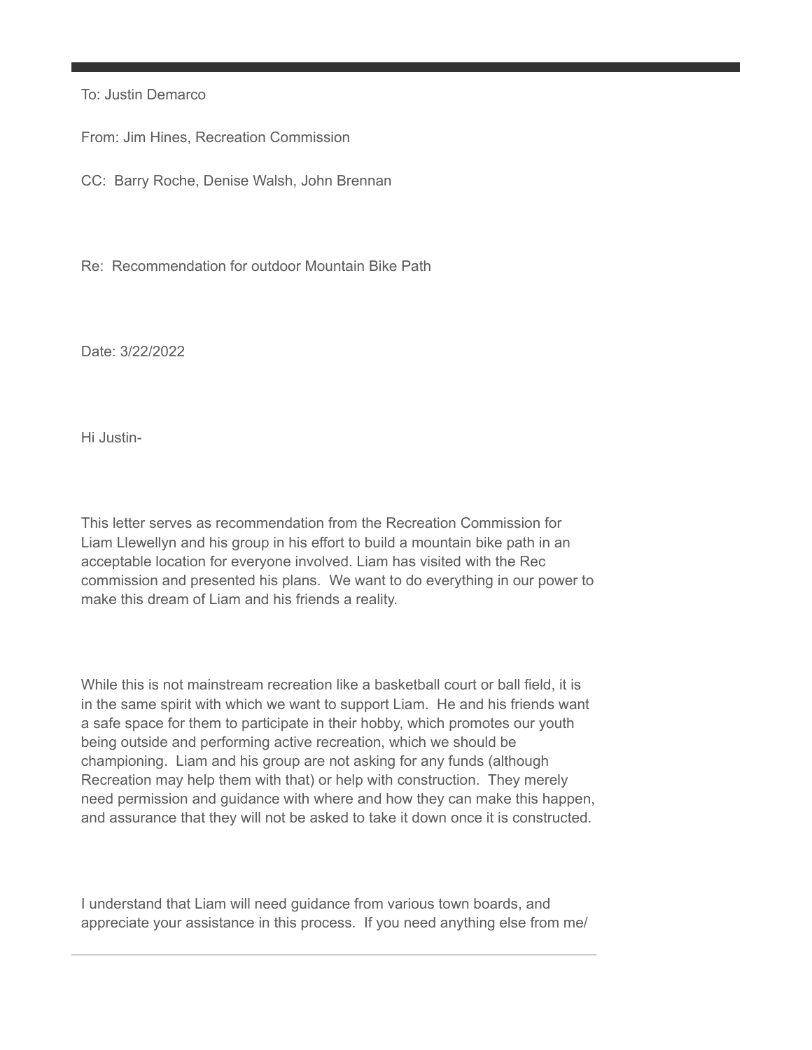To: Justin Demarco

From: Jim Hines, Recreation Commission

CC: Barry Roche, Denise Walsh, John Brennan

Re: Recommendation for outdoor Mountain Bike Path

Date: 3/22/2022

Hi Justin-

This letter serves as recommendation from the Recreation Commission for Liam Llewellyn and his group in his effort to build a mountain bike path in an acceptable location for everyone involved. Liam has visited with the Rec commission and presented his plans. We want to do everything in our power to make this dream of Liam and his friends a reality.

While this is not mainstream recreation like a basketball court or ball field, it is in the same spirit with which we want to support Liam. He and his friends want a safe space for them to participate in their hobby, which promotes our youth being outside and performing active recreation, which we should be championing. Liam and his group are not asking for any funds (although Recreation may help them with that) or help with construction. They merely need permission and guidance with where and how they can make this happen, and assurance that they will not be asked to take it down once it is constructed.

I understand that Liam will need guidance from various town boards, and appreciate your assistance in this process. If you need anything else from me/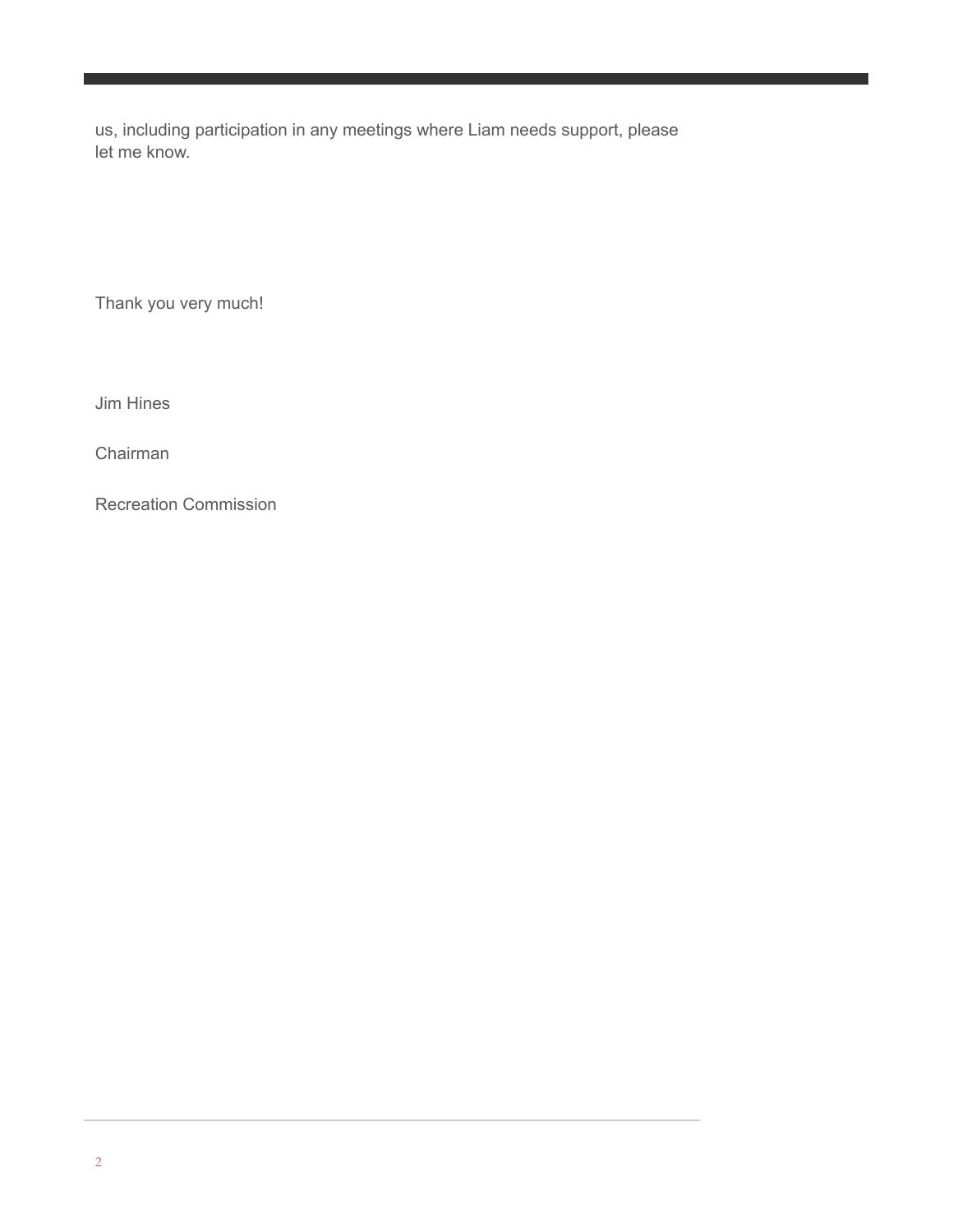us, including participation in any meetings where Liam needs support, please let me know.

Thank you very much!

Jim Hines

Chairman

Recreation Commission